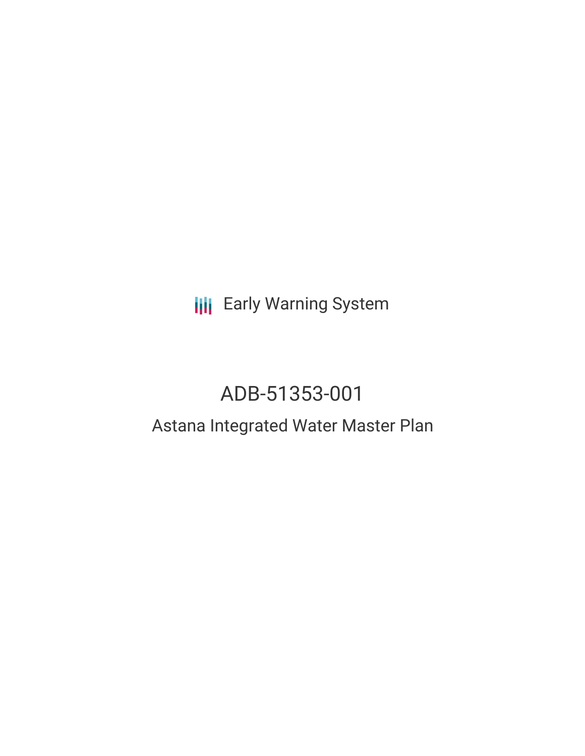Early Warning System

# ADB-51353-001

## Astana Integrated Water Master Plan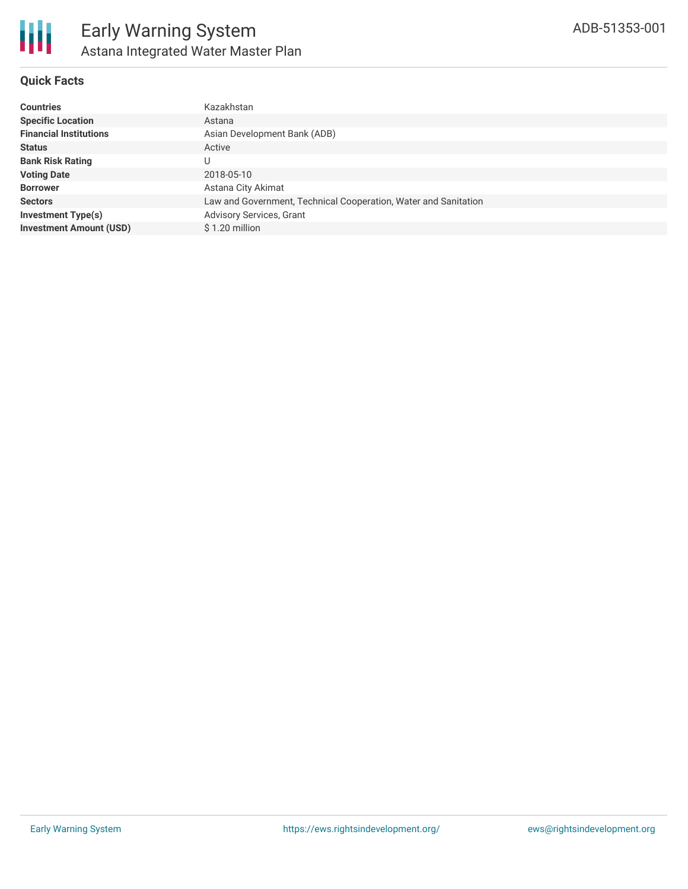# Early Warning System

## Astana Integrated Water Master Plan

ADB-51353-001

### Quick Facts

| | |
|---|---|
| **Countries** | Kazakhstan |
| **Specific Location** | Astana |
| **Financial Institutions** | Asian Development Bank (ADB) |
| **Status** | Active |
| **Bank Risk Rating** | U |
| **Voting Date** | 2018-05-10 |
| **Borrower** | Astana City Akimat |
| **Sectors** | Law and Government, Technical Cooperation, Water and Sanitation |
| **Investment Type(s)** | Advisory Services, Grant |
| **Investment Amount (USD)** | $ 1.20 million |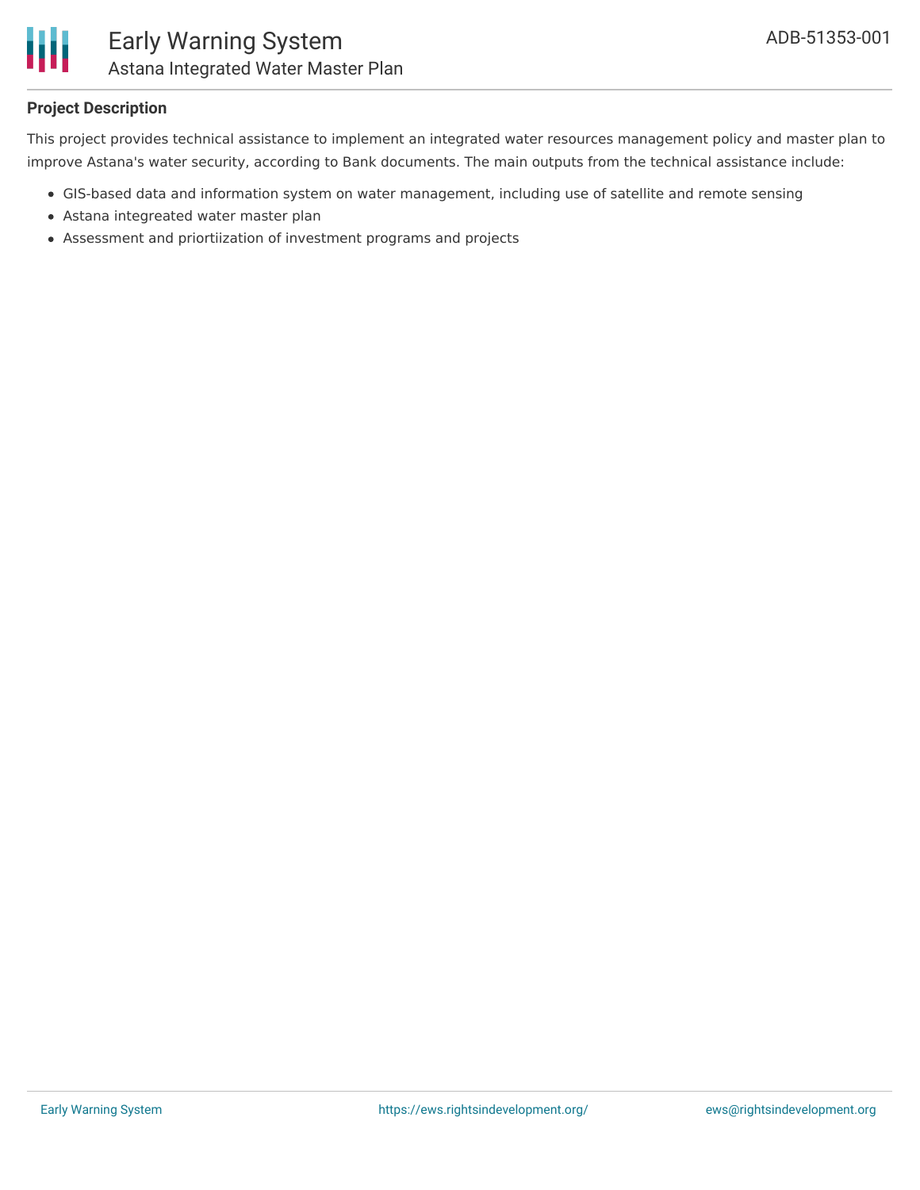## Project Description

This project provides technical assistance to implement an integrated water resources management policy and master plan to improve Astana's water security, according to Bank documents. The main outputs from the technical assistance include:

- GIS-based data and information system on water management, including use of satellite and remote sensing
- Astana integreated water master plan
- Assessment and priortiization of investment programs and projects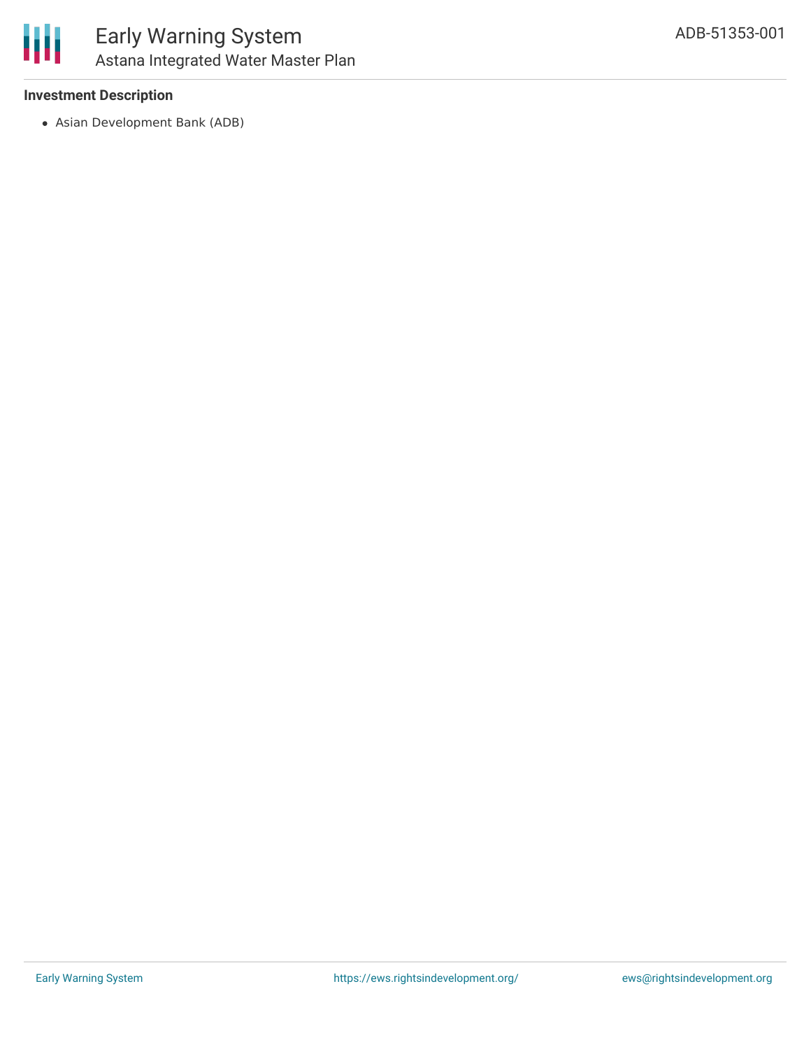### Investment Description

- Asian Development Bank (ADB)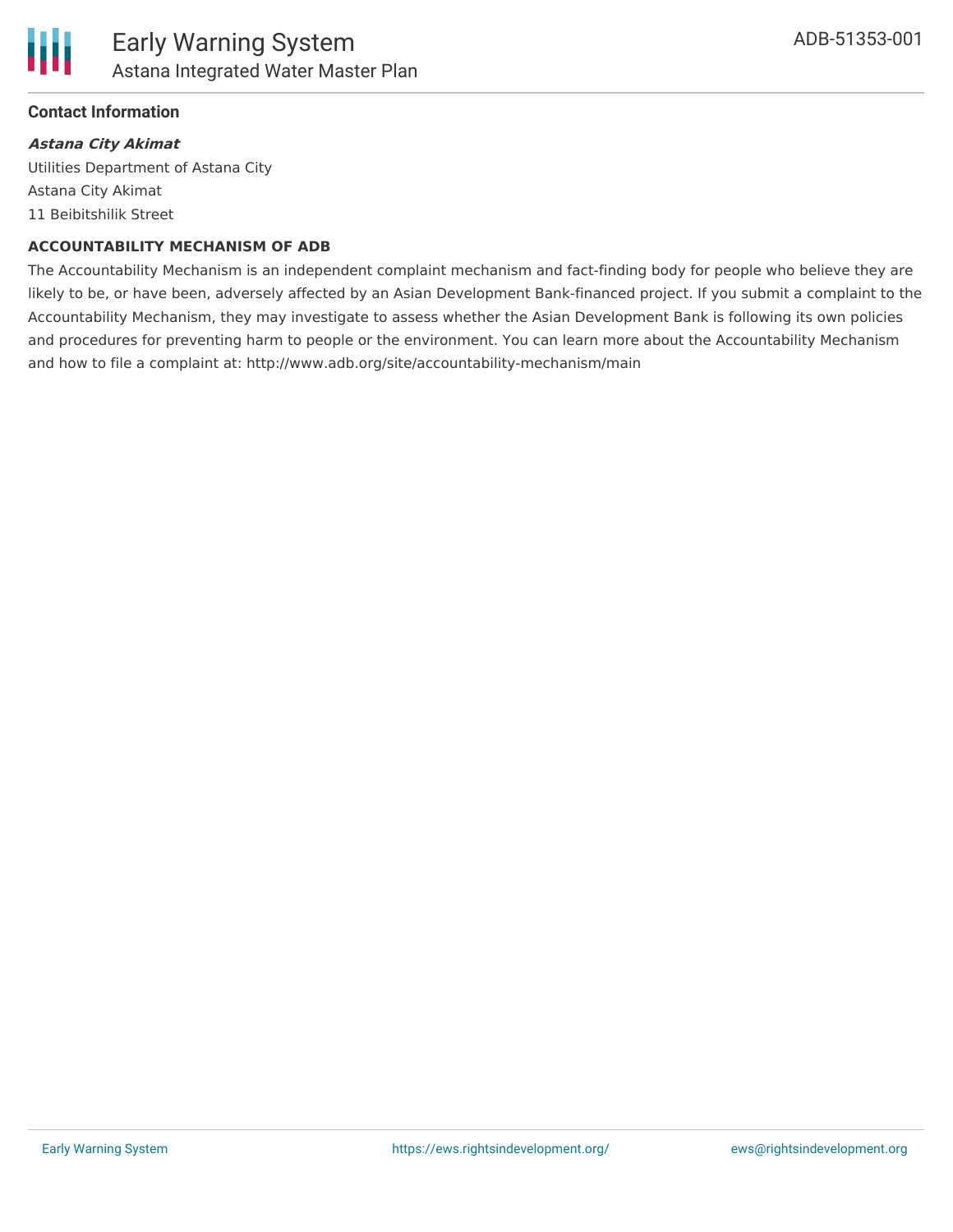## Contact Information

***Astana City Akimat***

Utilities Department of Astana City

Astana City Akimat

11 Beibitshilik Street

**ACCOUNTABILITY MECHANISM OF ADB**

The Accountability Mechanism is an independent complaint mechanism and fact-finding body for people who believe they are likely to be, or have been, adversely affected by an Asian Development Bank-financed project. If you submit a complaint to the Accountability Mechanism, they may investigate to assess whether the Asian Development Bank is following its own policies and procedures for preventing harm to people or the environment. You can learn more about the Accountability Mechanism and how to file a complaint at: http://www.adb.org/site/accountability-mechanism/main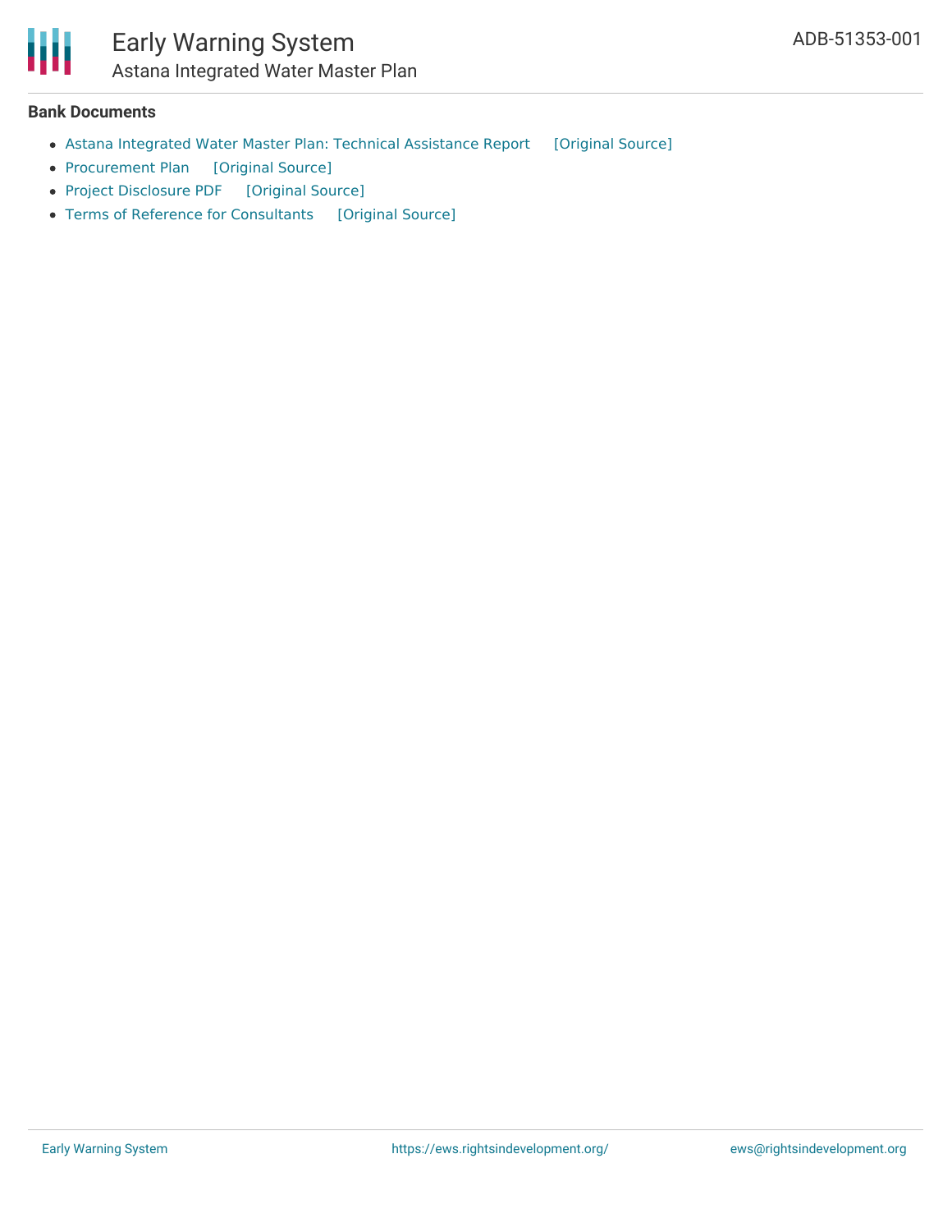### Bank Documents

- Astana Integrated Water Master Plan: Technical Assistance Report [Original Source]
- Procurement Plan [Original Source]
- Project Disclosure PDF [Original Source]
- Terms of Reference for Consultants [Original Source]